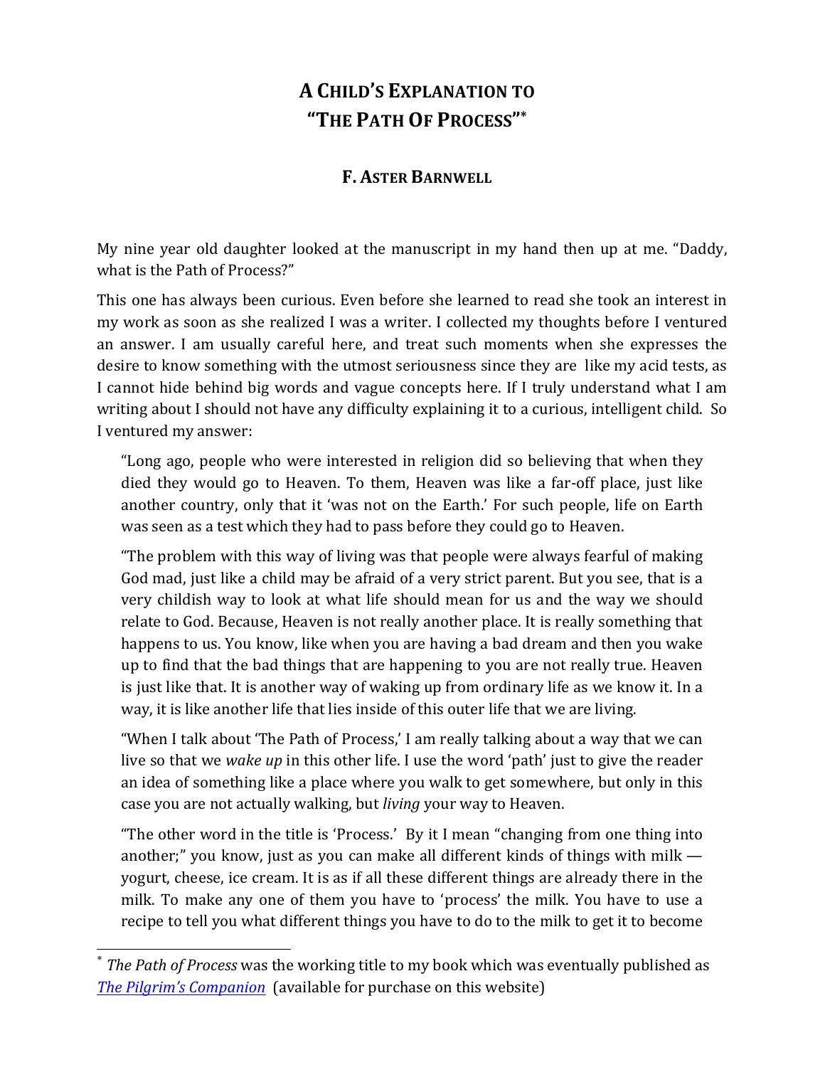# A CHILD'S EXPLANATION TO "THE PATH OF PROCESS"*

## F. ASTER BARNWELL

My nine year old daughter looked at the manuscript in my hand then up at me. "Daddy, what is the Path of Process?"

This one has always been curious. Even before she learned to read she took an interest in my work as soon as she realized I was a writer. I collected my thoughts before I ventured an answer. I am usually careful here, and treat such moments when she expresses the desire to know something with the utmost seriousness since they are like my acid tests, as I cannot hide behind big words and vague concepts here. If I truly understand what I am writing about I should not have any difficulty explaining it to a curious, intelligent child. So I ventured my answer:

> "Long ago, people who were interested in religion did so believing that when they died they would go to Heaven. To them, Heaven was like a far-off place, just like another country, only that it 'was not on the Earth.' For such people, life on Earth was seen as a test which they had to pass before they could go to Heaven.
>
> "The problem with this way of living was that people were always fearful of making God mad, just like a child may be afraid of a very strict parent. But you see, that is a very childish way to look at what life should mean for us and the way we should relate to God. Because, Heaven is not really another place. It is really something that happens to us. You know, like when you are having a bad dream and then you wake up to find that the bad things that are happening to you are not really true. Heaven is just like that. It is another way of waking up from ordinary life as we know it. In a way, it is like another life that lies inside of this outer life that we are living.
>
> "When I talk about 'The Path of Process,' I am really talking about a way that we can live so that we *wake up* in this other life. I use the word 'path' just to give the reader an idea of something like a place where you walk to get somewhere, but only in this case you are not actually walking, but *living* your way to Heaven.
>
> "The other word in the title is 'Process.' By it I mean "changing from one thing into another;" you know, just as you can make all different kinds of things with milk — yogurt, cheese, ice cream. It is as if all these different things are already there in the milk. To make any one of them you have to 'process' the milk. You have to use a recipe to tell you what different things you have to do to the milk to get it to become

---

* *The Path of Process* was the working title to my book which was eventually published as *The Pilgrim's Companion* (available for purchase on this website)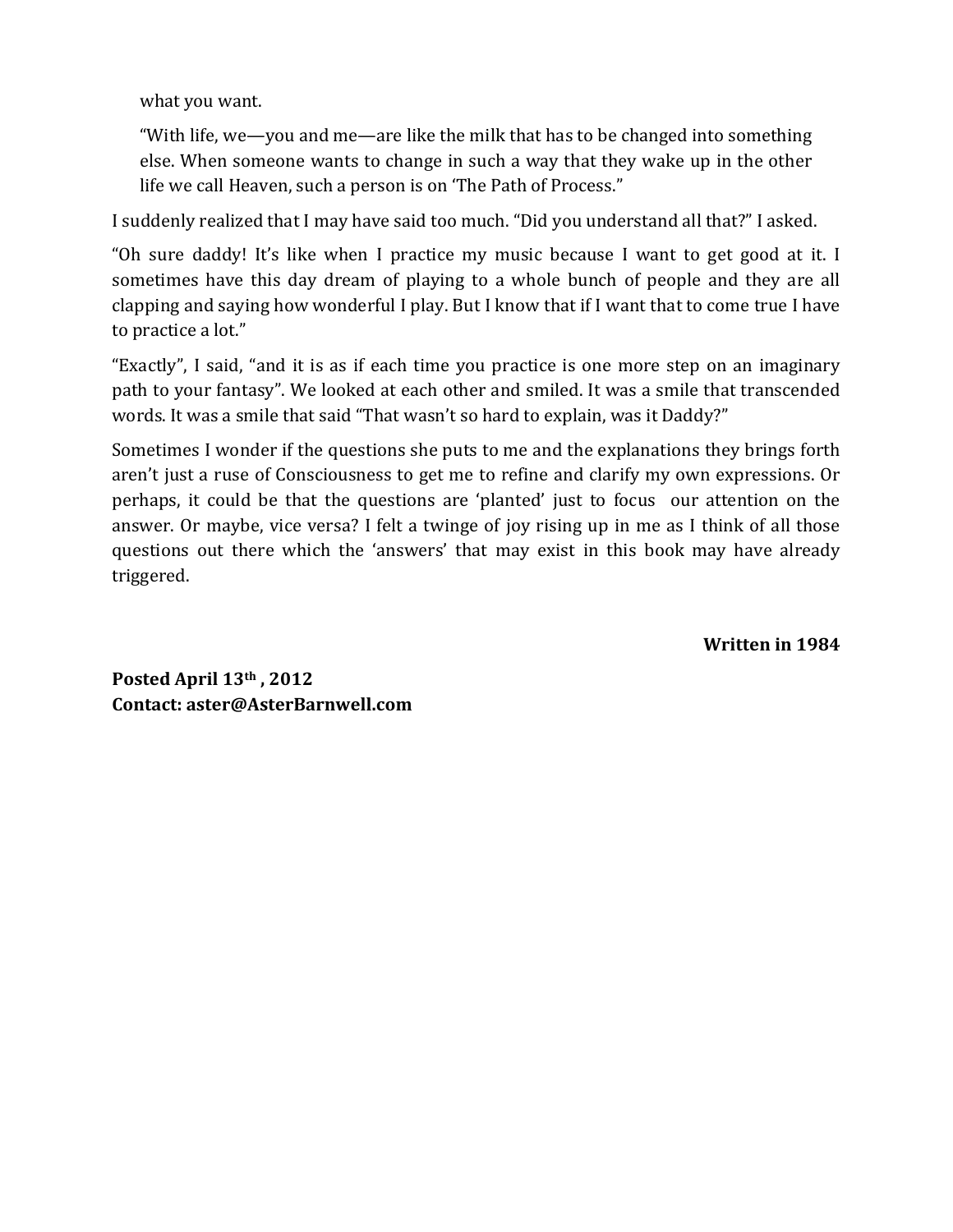what you want.

"With life, we—you and me—are like the milk that has to be changed into something else. When someone wants to change in such a way that they wake up in the other life we call Heaven, such a person is on 'The Path of Process."

I suddenly realized that I may have said too much. "Did you understand all that?" I asked.

"Oh sure daddy! It's like when I practice my music because I want to get good at it. I sometimes have this day dream of playing to a whole bunch of people and they are all clapping and saying how wonderful I play. But I know that if I want that to come true I have to practice a lot."

"Exactly", I said, "and it is as if each time you practice is one more step on an imaginary path to your fantasy". We looked at each other and smiled. It was a smile that transcended words. It was a smile that said "That wasn't so hard to explain, was it Daddy?"

Sometimes I wonder if the questions she puts to me and the explanations they brings forth aren't just a ruse of Consciousness to get me to refine and clarify my own expressions. Or perhaps, it could be that the questions are 'planted' just to focus our attention on the answer. Or maybe, vice versa? I felt a twinge of joy rising up in me as I think of all those questions out there which the 'answers' that may exist in this book may have already triggered.

**Written in 1984**

**Posted April 13th , 2012**
**Contact: aster@AsterBarnwell.com**